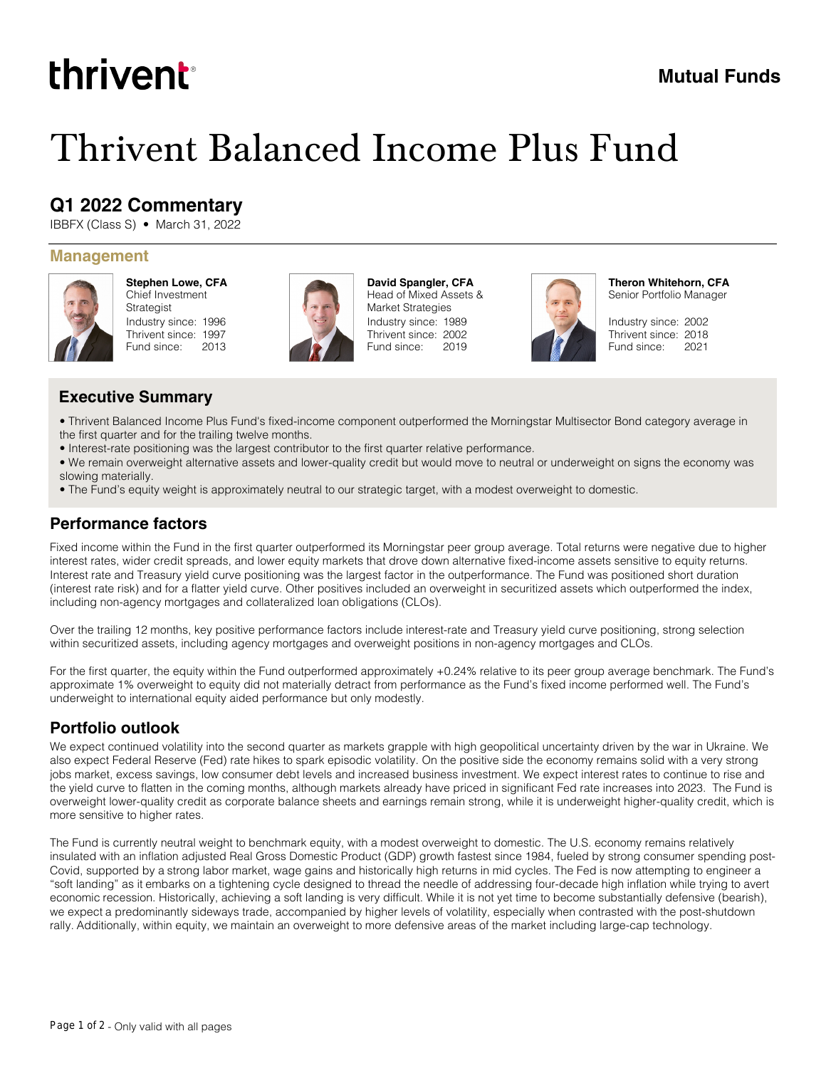thrivent

Mutual Funds

# Thrivent Balanced Income Plus Fund

## Q1 2022 Commentary

IBBFX (Class S) • March 31, 2022

### Management

**Stephen Lowe, CFA**
Chief Investment Strategist
Industry since: 1996
Thrivent since: 1997
Fund since: 2013

**David Spangler, CFA**
Head of Mixed Assets & Market Strategies
Industry since: 1989
Thrivent since: 2002
Fund since: 2019

**Theron Whitehorn, CFA**
Senior Portfolio Manager
Industry since: 2002
Thrivent since: 2018
Fund since: 2021

## Executive Summary

- Thrivent Balanced Income Plus Fund's fixed-income component outperformed the Morningstar Multisector Bond category average in the first quarter and for the trailing twelve months.
- Interest-rate positioning was the largest contributor to the first quarter relative performance.
- We remain overweight alternative assets and lower-quality credit but would move to neutral or underweight on signs the economy was slowing materially.
- The Fund's equity weight is approximately neutral to our strategic target, with a modest overweight to domestic.

## Performance factors

Fixed income within the Fund in the first quarter outperformed its Morningstar peer group average. Total returns were negative due to higher interest rates, wider credit spreads, and lower equity markets that drove down alternative fixed-income assets sensitive to equity returns. Interest rate and Treasury yield curve positioning was the largest factor in the outperformance. The Fund was positioned short duration (interest rate risk) and for a flatter yield curve. Other positives included an overweight in securitized assets which outperformed the index, including non-agency mortgages and collateralized loan obligations (CLOs).

Over the trailing 12 months, key positive performance factors include interest-rate and Treasury yield curve positioning, strong selection within securitized assets, including agency mortgages and overweight positions in non-agency mortgages and CLOs.

For the first quarter, the equity within the Fund outperformed approximately +0.24% relative to its peer group average benchmark. The Fund's approximate 1% overweight to equity did not materially detract from performance as the Fund's fixed income performed well. The Fund's underweight to international equity aided performance but only modestly.

## Portfolio outlook

We expect continued volatility into the second quarter as markets grapple with high geopolitical uncertainty driven by the war in Ukraine. We also expect Federal Reserve (Fed) rate hikes to spark episodic volatility. On the positive side the economy remains solid with a very strong jobs market, excess savings, low consumer debt levels and increased business investment. We expect interest rates to continue to rise and the yield curve to flatten in the coming months, although markets already have priced in significant Fed rate increases into 2023. The Fund is overweight lower-quality credit as corporate balance sheets and earnings remain strong, while it is underweight higher-quality credit, which is more sensitive to higher rates.

The Fund is currently neutral weight to benchmark equity, with a modest overweight to domestic. The U.S. economy remains relatively insulated with an inflation adjusted Real Gross Domestic Product (GDP) growth fastest since 1984, fueled by strong consumer spending post-Covid, supported by a strong labor market, wage gains and historically high returns in mid cycles. The Fed is now attempting to engineer a "soft landing" as it embarks on a tightening cycle designed to thread the needle of addressing four-decade high inflation while trying to avert economic recession. Historically, achieving a soft landing is very difficult. While it is not yet time to become substantially defensive (bearish), we expect a predominantly sideways trade, accompanied by higher levels of volatility, especially when contrasted with the post-shutdown rally. Additionally, within equity, we maintain an overweight to more defensive areas of the market including large-cap technology.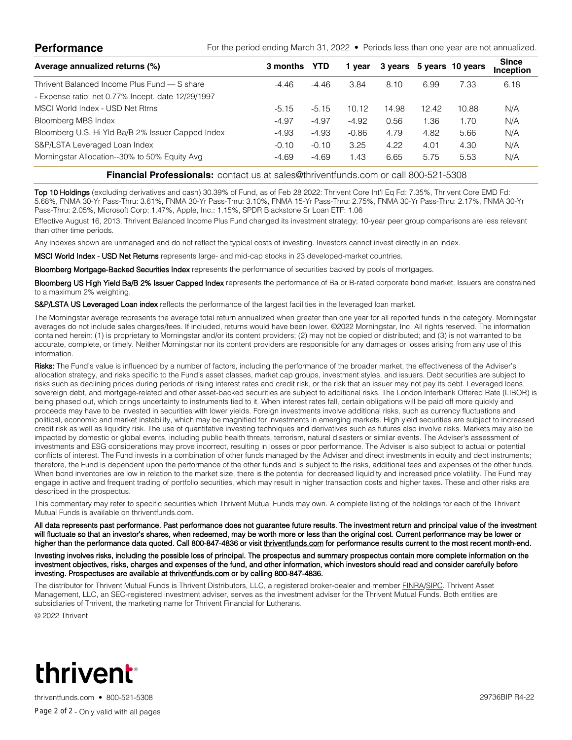## Performance

For the period ending March 31, 2022 • Periods less than one year are not annualized.

| Average annualized returns (%) | 3 months | YTD | 1 year | 3 years | 5 years | 10 years | Since Inception |
|---|---|---|---|---|---|---|---|
| Thrivent Balanced Income Plus Fund — S share | -4.46 | -4.46 | 3.84 | 8.10 | 6.99 | 7.33 | 6.18 |
| - Expense ratio: net 0.77% Incept. date 12/29/1997 | | | | | | | |
| MSCI World Index - USD Net Rtrns | -5.15 | -5.15 | 10.12 | 14.98 | 12.42 | 10.88 | N/A |
| Bloomberg MBS Index | -4.97 | -4.97 | -4.92 | 0.56 | 1.36 | 1.70 | N/A |
| Bloomberg U.S. Hi Yld Ba/B 2% Issuer Capped Index | -4.93 | -4.93 | -0.86 | 4.79 | 4.82 | 5.66 | N/A |
| S&P/LSTA Leveraged Loan Index | -0.10 | -0.10 | 3.25 | 4.22 | 4.01 | 4.30 | N/A |
| Morningstar Allocation--30% to 50% Equity Avg | -4.69 | -4.69 | 1.43 | 6.65 | 5.75 | 5.53 | N/A |

**Financial Professionals:** contact us at sales@thriventfunds.com or call 800-521-5308

**Top 10 Holdings** (excluding derivatives and cash) 30.39% of Fund, as of Feb 28 2022: Thrivent Core Int'l Eq Fd: 7.35%, Thrivent Core EMD Fd: 5.68%, FNMA 30-Yr Pass-Thru: 3.61%, FNMA 30-Yr Pass-Thru: 3.10%, FNMA 15-Yr Pass-Thru: 2.75%, FNMA 30-Yr Pass-Thru: 2.17%, FNMA 30-Yr Pass-Thru: 2.05%, Microsoft Corp: 1.47%, Apple, Inc.: 1.15%, SPDR Blackstone Sr Loan ETF: 1.06

Effective August 16, 2013, Thrivent Balanced Income Plus Fund changed its investment strategy; 10-year peer group comparisons are less relevant than other time periods.

Any indexes shown are unmanaged and do not reflect the typical costs of investing. Investors cannot invest directly in an index.

**MSCI World Index - USD Net Returns** represents large- and mid-cap stocks in 23 developed-market countries.

**Bloomberg Mortgage-Backed Securities Index** represents the performance of securities backed by pools of mortgages.

**Bloomberg US High Yield Ba/B 2% Issuer Capped Index** represents the performance of Ba or B-rated corporate bond market. Issuers are constrained to a maximum 2% weighting.

**S&P/LSTA US Leveraged Loan index** reflects the performance of the largest facilities in the leveraged loan market.

The Morningstar average represents the average total return annualized when greater than one year for all reported funds in the category. Morningstar averages do not include sales charges/fees. If included, returns would have been lower. ©2022 Morningstar, Inc. All rights reserved. The information contained herein: (1) is proprietary to Morningstar and/or its content providers; (2) may not be copied or distributed; and (3) is not warranted to be accurate, complete, or timely. Neither Morningstar nor its content providers are responsible for any damages or losses arising from any use of this information.

**Risks:** The Fund's value is influenced by a number of factors, including the performance of the broader market, the effectiveness of the Adviser's allocation strategy, and risks specific to the Fund's asset classes, market cap groups, investment styles, and issuers. Debt securities are subject to risks such as declining prices during periods of rising interest rates and credit risk, or the risk that an issuer may not pay its debt. Leveraged loans, sovereign debt, and mortgage-related and other asset-backed securities are subject to additional risks. The London Interbank Offered Rate (LIBOR) is being phased out, which brings uncertainty to instruments tied to it. When interest rates fall, certain obligations will be paid off more quickly and proceeds may have to be invested in securities with lower yields. Foreign investments involve additional risks, such as currency fluctuations and political, economic and market instability, which may be magnified for investments in emerging markets. High yield securities are subject to increased credit risk as well as liquidity risk. The use of quantitative investing techniques and derivatives such as futures also involve risks. Markets may also be impacted by domestic or global events, including public health threats, terrorism, natural disasters or similar events. The Adviser's assessment of investments and ESG considerations may prove incorrect, resulting in losses or poor performance. The Adviser is also subject to actual or potential conflicts of interest. The Fund invests in a combination of other funds managed by the Adviser and direct investments in equity and debt instruments; therefore, the Fund is dependent upon the performance of the other funds and is subject to the risks, additional fees and expenses of the other funds. When bond inventories are low in relation to the market size, there is the potential for decreased liquidity and increased price volatility. The Fund may engage in active and frequent trading of portfolio securities, which may result in higher transaction costs and higher taxes. These and other risks are described in the prospectus.

This commentary may refer to specific securities which Thrivent Mutual Funds may own. A complete listing of the holdings for each of the Thrivent Mutual Funds is available on thriventfunds.com.

**All data represents past performance. Past performance does not guarantee future results. The investment return and principal value of the investment will fluctuate so that an investor's shares, when redeemed, may be worth more or less than the original cost. Current performance may be lower or higher than the performance data quoted. Call 800-847-4836 or visit thriventfunds.com for performance results current to the most recent month-end.**

**Investing involves risks, including the possible loss of principal. The prospectus and summary prospectus contain more complete information on the investment objectives, risks, charges and expenses of the fund, and other information, which investors should read and consider carefully before investing. Prospectuses are available at thriventfunds.com or by calling 800-847-4836.**

The distributor for Thrivent Mutual Funds is Thrivent Distributors, LLC, a registered broker-dealer and member FINRA/SIPC. Thrivent Asset Management, LLC, an SEC-registered investment adviser, serves as the investment adviser for the Thrivent Mutual Funds. Both entities are subsidiaries of Thrivent, the marketing name for Thrivent Financial for Lutherans.

© 2022 Thrivent

thrivent

thriventfunds.com • 800-521-5308

29736BIP R4-22